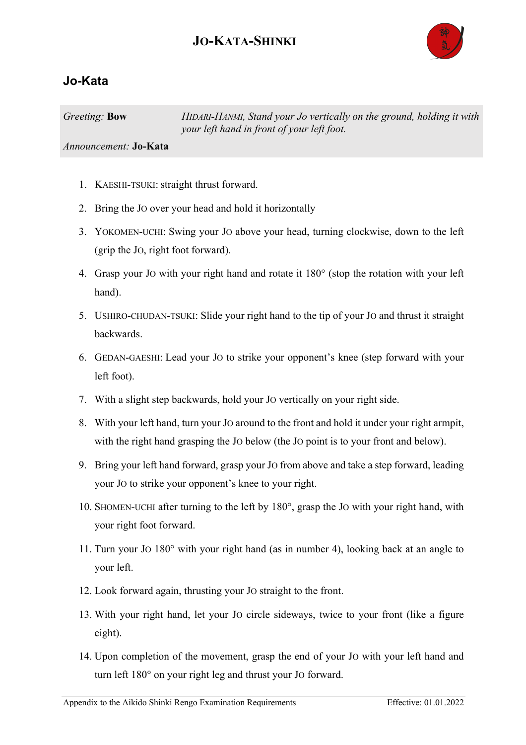# Jo-Kata-Shinki

## Jo-Kata

| | |
|---|---|
| *Greeting:* **Bow** | *Hidari-Hanmi, Stand your Jo vertically on the ground, holding it with your left hand in front of your left foot.* |
| *Announcement:* **Jo-Kata** | |

1. Kaeshi-tsuki: straight thrust forward.
2. Bring the Jo over your head and hold it horizontally
3. Yokomen-uchi: Swing your Jo above your head, turning clockwise, down to the left (grip the Jo, right foot forward).
4. Grasp your Jo with your right hand and rotate it 180° (stop the rotation with your left hand).
5. Ushiro-chudan-tsuki: Slide your right hand to the tip of your Jo and thrust it straight backwards.
6. Gedan-gaeshi: Lead your Jo to strike your opponent's knee (step forward with your left foot).
7. With a slight step backwards, hold your Jo vertically on your right side.
8. With your left hand, turn your Jo around to the front and hold it under your right armpit, with the right hand grasping the Jo below (the Jo point is to your front and below).
9. Bring your left hand forward, grasp your Jo from above and take a step forward, leading your Jo to strike your opponent's knee to your right.
10. Shomen-uchi after turning to the left by 180°, grasp the Jo with your right hand, with your right foot forward.
11. Turn your Jo 180° with your right hand (as in number 4), looking back at an angle to your left.
12. Look forward again, thrusting your Jo straight to the front.
13. With your right hand, let your Jo circle sideways, twice to your front (like a figure eight).
14. Upon completion of the movement, grasp the end of your Jo with your left hand and turn left 180° on your right leg and thrust your Jo forward.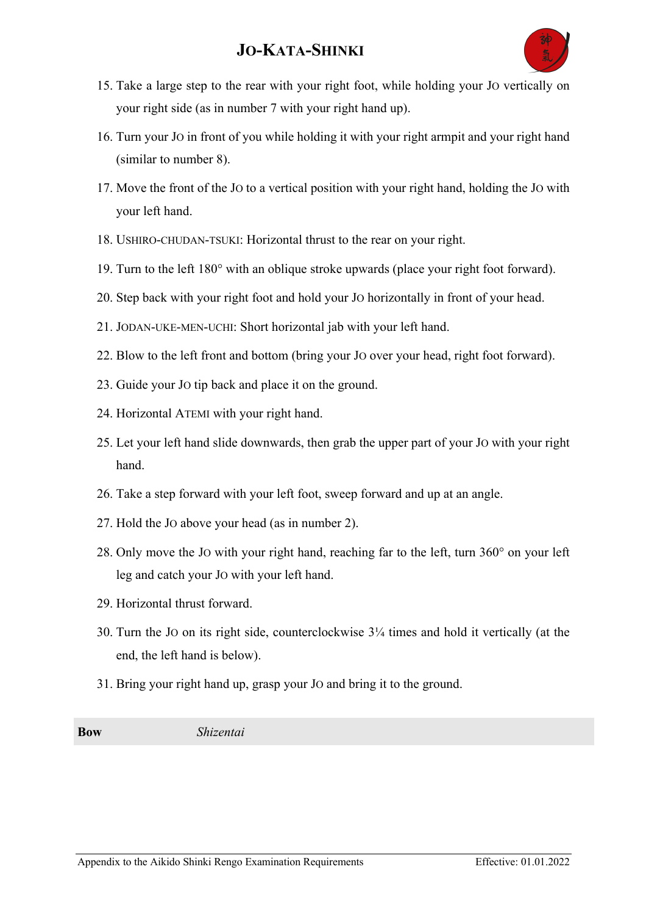15. Take a large step to the rear with your right foot, while holding your Jo vertically on your right side (as in number 7 with your right hand up).
16. Turn your Jo in front of you while holding it with your right armpit and your right hand (similar to number 8).
17. Move the front of the Jo to a vertical position with your right hand, holding the Jo with your left hand.
18. USHIRO-CHUDAN-TSUKI: Horizontal thrust to the rear on your right.
19. Turn to the left 180° with an oblique stroke upwards (place your right foot forward).
20. Step back with your right foot and hold your Jo horizontally in front of your head.
21. JODAN-UKE-MEN-UCHI: Short horizontal jab with your left hand.
22. Blow to the left front and bottom (bring your Jo over your head, right foot forward).
23. Guide your Jo tip back and place it on the ground.
24. Horizontal ATEMI with your right hand.
25. Let your left hand slide downwards, then grab the upper part of your Jo with your right hand.
26. Take a step forward with your left foot, sweep forward and up at an angle.
27. Hold the Jo above your head (as in number 2).
28. Only move the Jo with your right hand, reaching far to the left, turn 360° on your left leg and catch your Jo with your left hand.
29. Horizontal thrust forward.
30. Turn the Jo on its right side, counterclockwise 3¼ times and hold it vertically (at the end, the left hand is below).
31. Bring your right hand up, grasp your Jo and bring it to the ground.

| | |
|---|---|
| **Bow** | *Shizentai* |